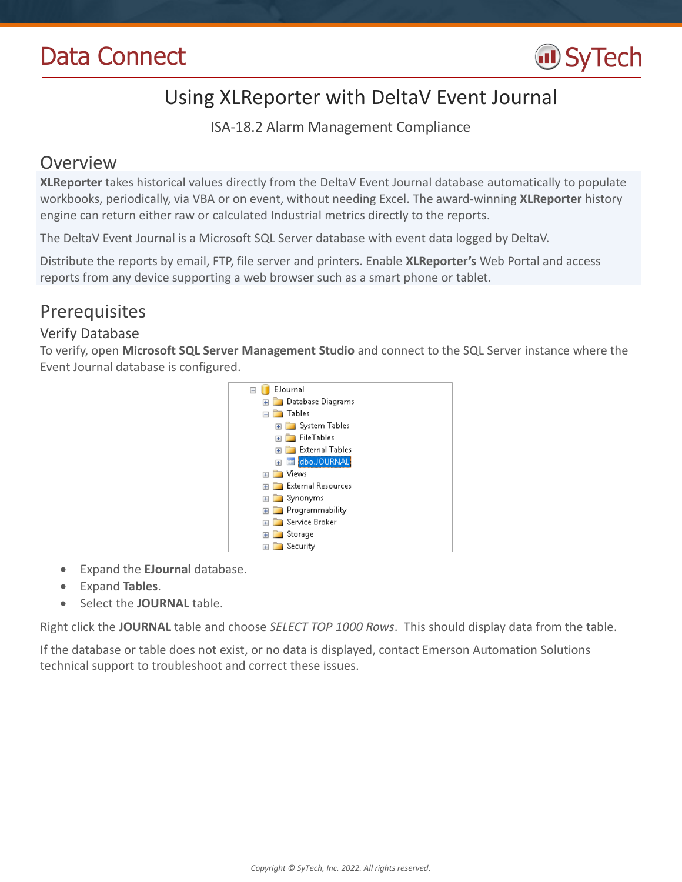Data Connect

SyTech

# Using XLReporter with DeltaV Event Journal

ISA-18.2 Alarm Management Compliance

## Overview

**XLReporter** takes historical values directly from the DeltaV Event Journal database automatically to populate workbooks, periodically, via VBA or on event, without needing Excel. The award-winning **XLReporter** history engine can return either raw or calculated Industrial metrics directly to the reports.

The DeltaV Event Journal is a Microsoft SQL Server database with event data logged by DeltaV.

Distribute the reports by email, FTP, file server and printers. Enable **XLReporter's** Web Portal and access reports from any device supporting a web browser such as a smart phone or tablet.

## Prerequisites

### Verify Database

To verify, open **Microsoft SQL Server Management Studio** and connect to the SQL Server instance where the Event Journal database is configured.

- Expand the **EJournal** database.
- Expand **Tables**.
- Select the **JOURNAL** table.

Right click the **JOURNAL** table and choose *SELECT TOP 1000 Rows*. This should display data from the table.

If the database or table does not exist, or no data is displayed, contact Emerson Automation Solutions technical support to troubleshoot and correct these issues.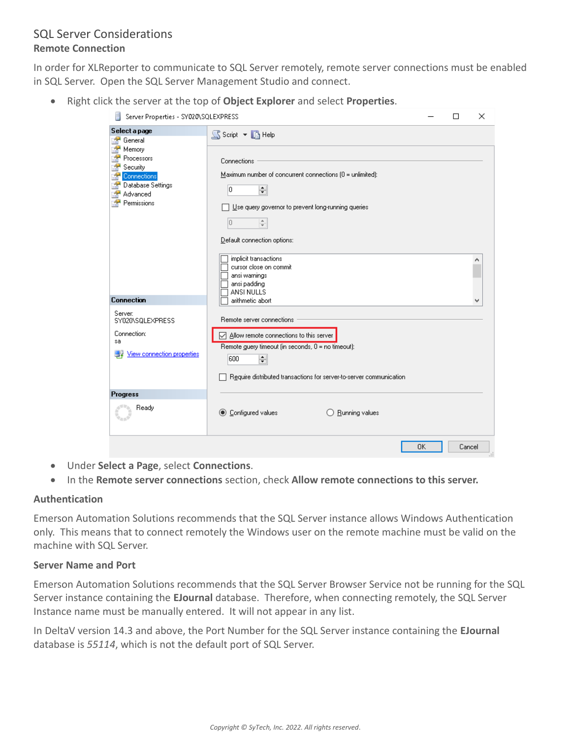# SQL Server Considerations

## Remote Connection

In order for XLReporter to communicate to SQL Server remotely, remote server connections must be enabled in SQL Server. Open the SQL Server Management Studio and connect.

- Right click the server at the top of **Object Explorer** and select **Properties**.
- Under **Select a Page**, select **Connections**.
- In the **Remote server connections** section, check **Allow remote connections to this server.**

## Authentication

Emerson Automation Solutions recommends that the SQL Server instance allows Windows Authentication only. This means that to connect remotely the Windows user on the remote machine must be valid on the machine with SQL Server.

## Server Name and Port

Emerson Automation Solutions recommends that the SQL Server Browser Service not be running for the SQL Server instance containing the **EJournal** database. Therefore, when connecting remotely, the SQL Server Instance name must be manually entered. It will not appear in any list.

In DeltaV version 14.3 and above, the Port Number for the SQL Server instance containing the **EJournal** database is *55114*, which is not the default port of SQL Server.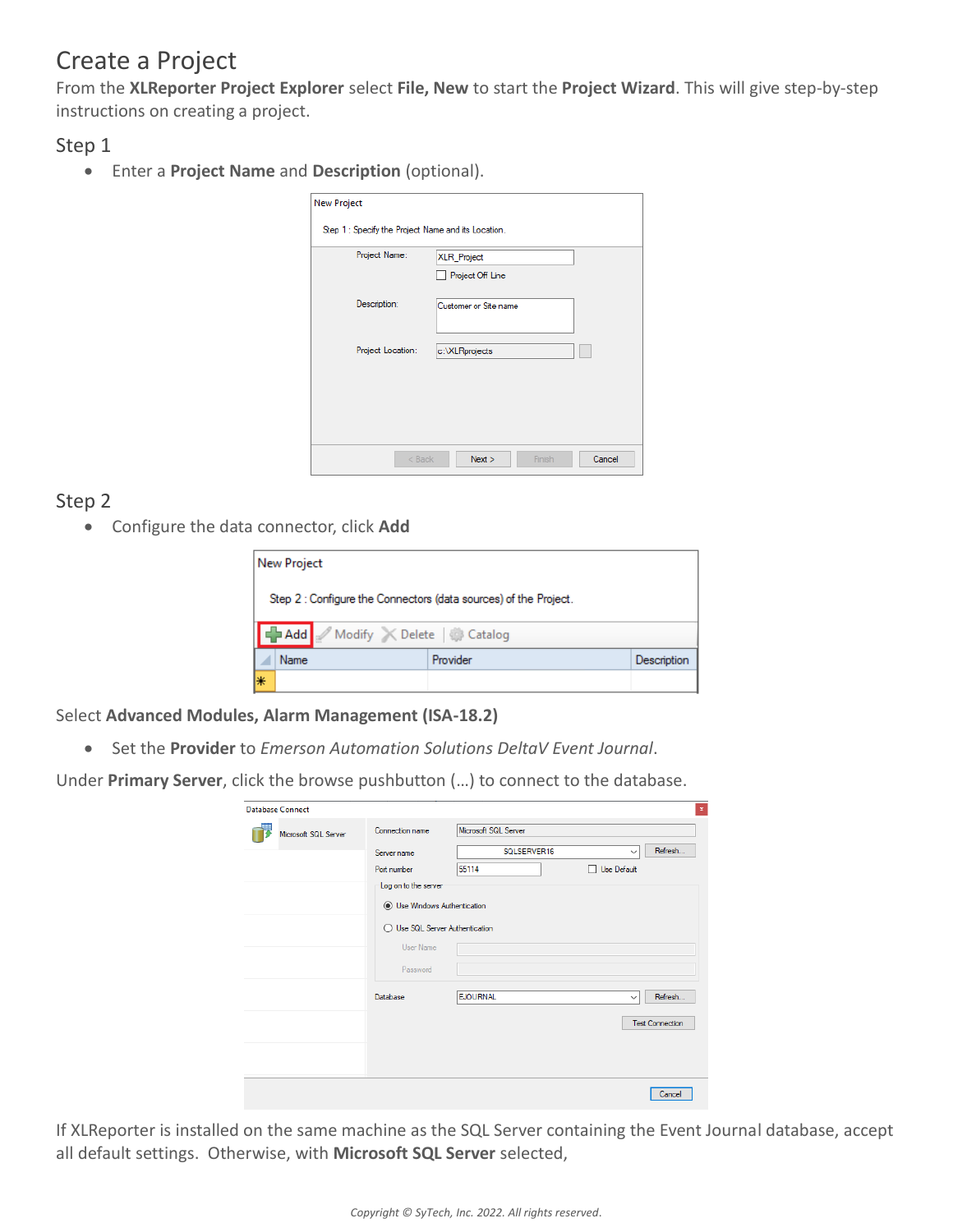# Create a Project

From the **XLReporter Project Explorer** select **File, New** to start the **Project Wizard**. This will give step-by-step instructions on creating a project.

## Step 1

- Enter a **Project Name** and **Description** (optional).

## Step 2

- Configure the data connector, click **Add**

Select **Advanced Modules, Alarm Management (ISA-18.2)**

- Set the **Provider** to *Emerson Automation Solutions DeltaV Event Journal*.

Under **Primary Server**, click the browse pushbutton (…) to connect to the database.

If XLReporter is installed on the same machine as the SQL Server containing the Event Journal database, accept all default settings. Otherwise, with **Microsoft SQL Server** selected,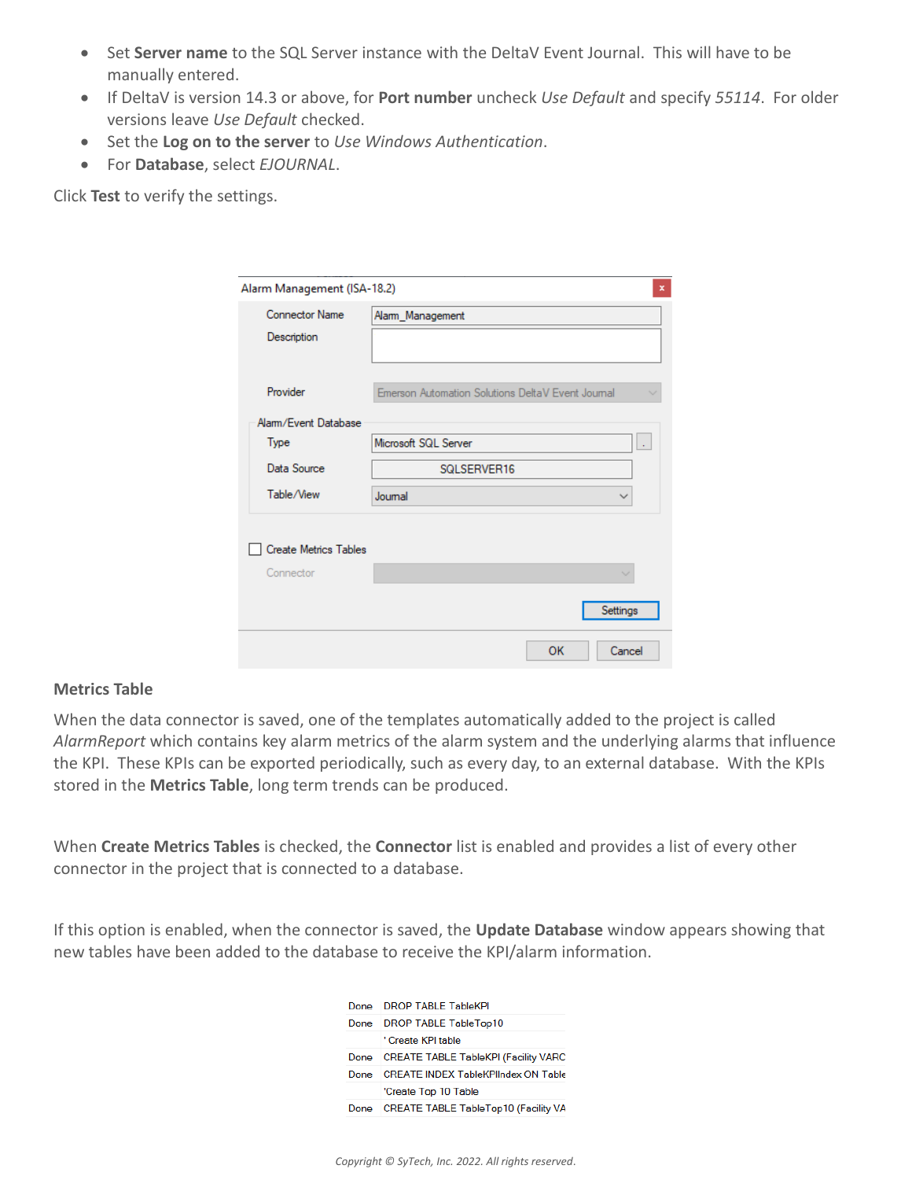- Set **Server name** to the SQL Server instance with the DeltaV Event Journal. This will have to be manually entered.
- If DeltaV is version 14.3 or above, for **Port number** uncheck *Use Default* and specify *55114*. For older versions leave *Use Default* checked.
- Set the **Log on to the server** to *Use Windows Authentication*.
- For **Database**, select *EJOURNAL*.

Click **Test** to verify the settings.

### Metrics Table

When the data connector is saved, one of the templates automatically added to the project is called *AlarmReport* which contains key alarm metrics of the alarm system and the underlying alarms that influence the KPI. These KPIs can be exported periodically, such as every day, to an external database. With the KPIs stored in the **Metrics Table**, long term trends can be produced.

When **Create Metrics Tables** is checked, the **Connector** list is enabled and provides a list of every other connector in the project that is connected to a database.

If this option is enabled, when the connector is saved, the **Update Database** window appears showing that new tables have been added to the database to receive the KPI/alarm information.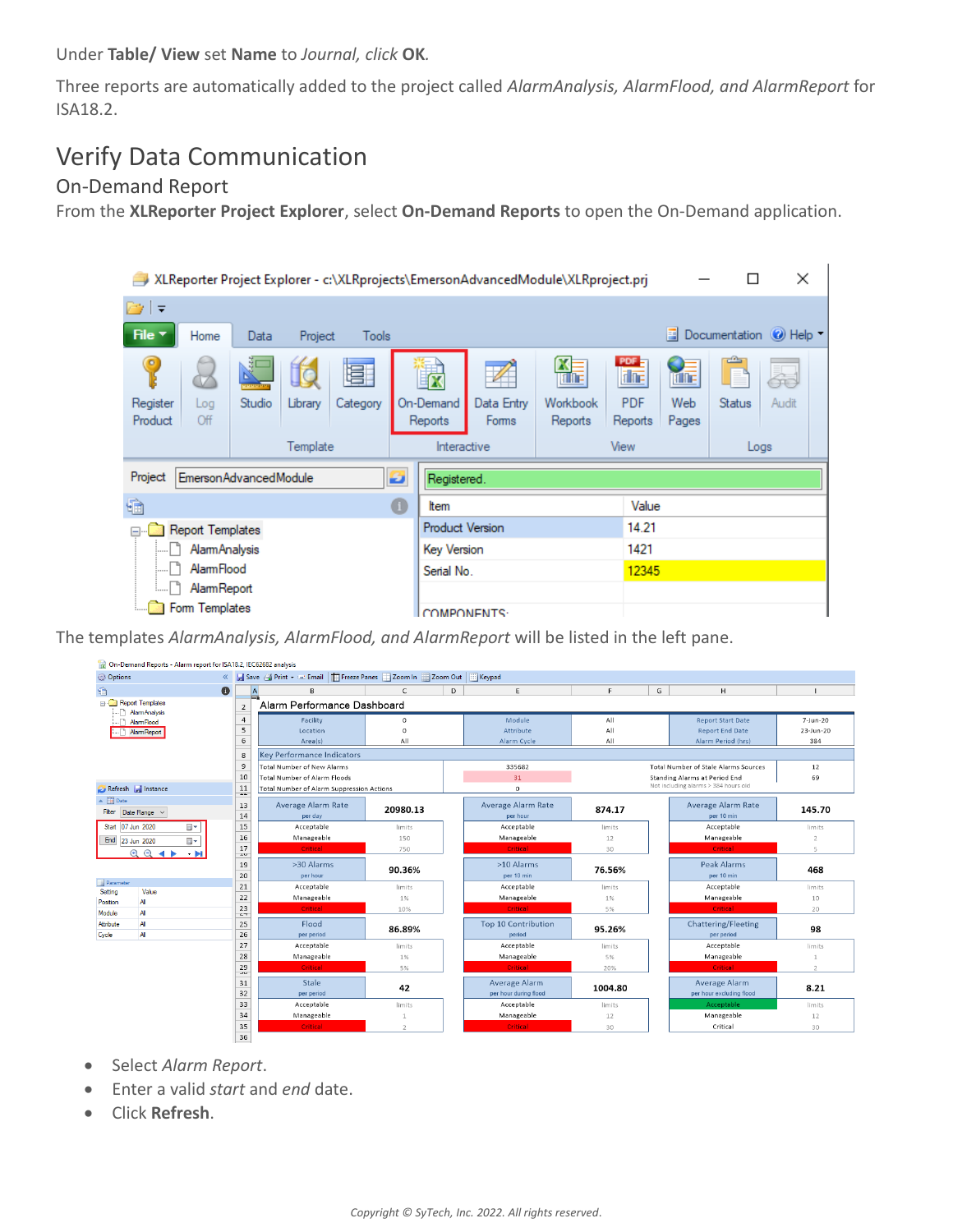Under **Table/ View** set **Name** to *Journal, click* **OK***.*

Three reports are automatically added to the project called *AlarmAnalysis, AlarmFlood, and AlarmReport* for ISA18.2.

# Verify Data Communication

## On-Demand Report

From the **XLReporter Project Explorer**, select **On-Demand Reports** to open the On-Demand application.

The templates *AlarmAnalysis, AlarmFlood, and AlarmReport* will be listed in the left pane.

- Select *Alarm Report*.
- Enter a valid *start* and *end* date.
- Click **Refresh**.